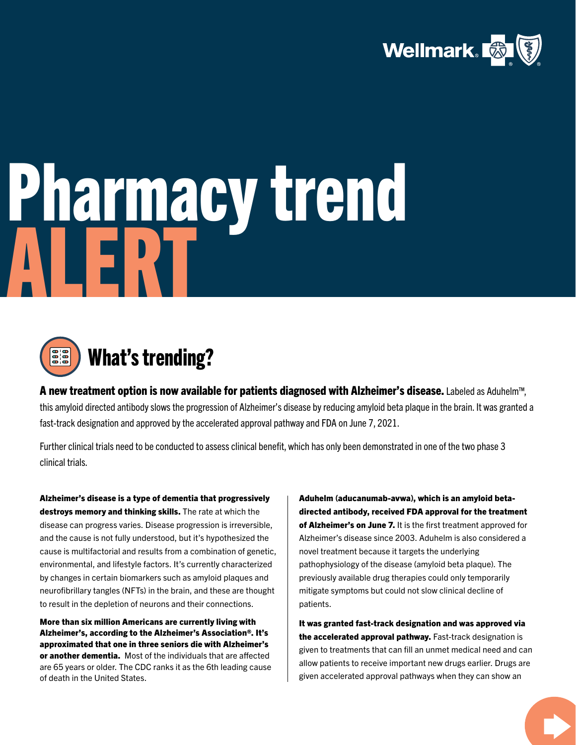# Pharmacy trend ALERT

## What's trending?

**A new treatment option is now available for patients diagnosed with Alzheimer's disease.** Labeled as Aduhelm™, this amyloid directed antibody slows the progression of Alzheimer's disease by reducing amyloid beta plaque in the brain. It was granted a fast-track designation and approved by the accelerated approval pathway and FDA on June 7, 2021.

Further clinical trials need to be conducted to assess clinical benefit, which has only been demonstrated in one of the two phase 3 clinical trials.

**Alzheimer's disease is a type of dementia that progressively destroys memory and thinking skills.** The rate at which the disease can progress varies. Disease progression is irreversible, and the cause is not fully understood, but it's hypothesized the cause is multifactorial and results from a combination of genetic, environmental, and lifestyle factors. It's currently characterized by changes in certain biomarkers such as amyloid plaques and neurofibrillary tangles (NFTs) in the brain, and these are thought to result in the depletion of neurons and their connections.

**More than six million Americans are currently living with Alzheimer's, according to the Alzheimer's Association®. It's approximated that one in three seniors die with Alzheimer's or another dementia.** Most of the individuals that are affected are 65 years or older. The CDC ranks it as the 6th leading cause of death in the United States.

**Aduhelm (aducanumab-avwa), which is an amyloid beta-directed antibody, received FDA approval for the treatment of Alzheimer's on June 7.** It is the first treatment approved for Alzheimer's disease since 2003. Aduhelm is also considered a novel treatment because it targets the underlying pathophysiology of the disease (amyloid beta plaque). The previously available drug therapies could only temporarily mitigate symptoms but could not slow clinical decline of patients.

**It was granted fast-track designation and was approved via the accelerated approval pathway.** Fast-track designation is given to treatments that can fill an unmet medical need and can allow patients to receive important new drugs earlier. Drugs are given accelerated approval pathways when they can show an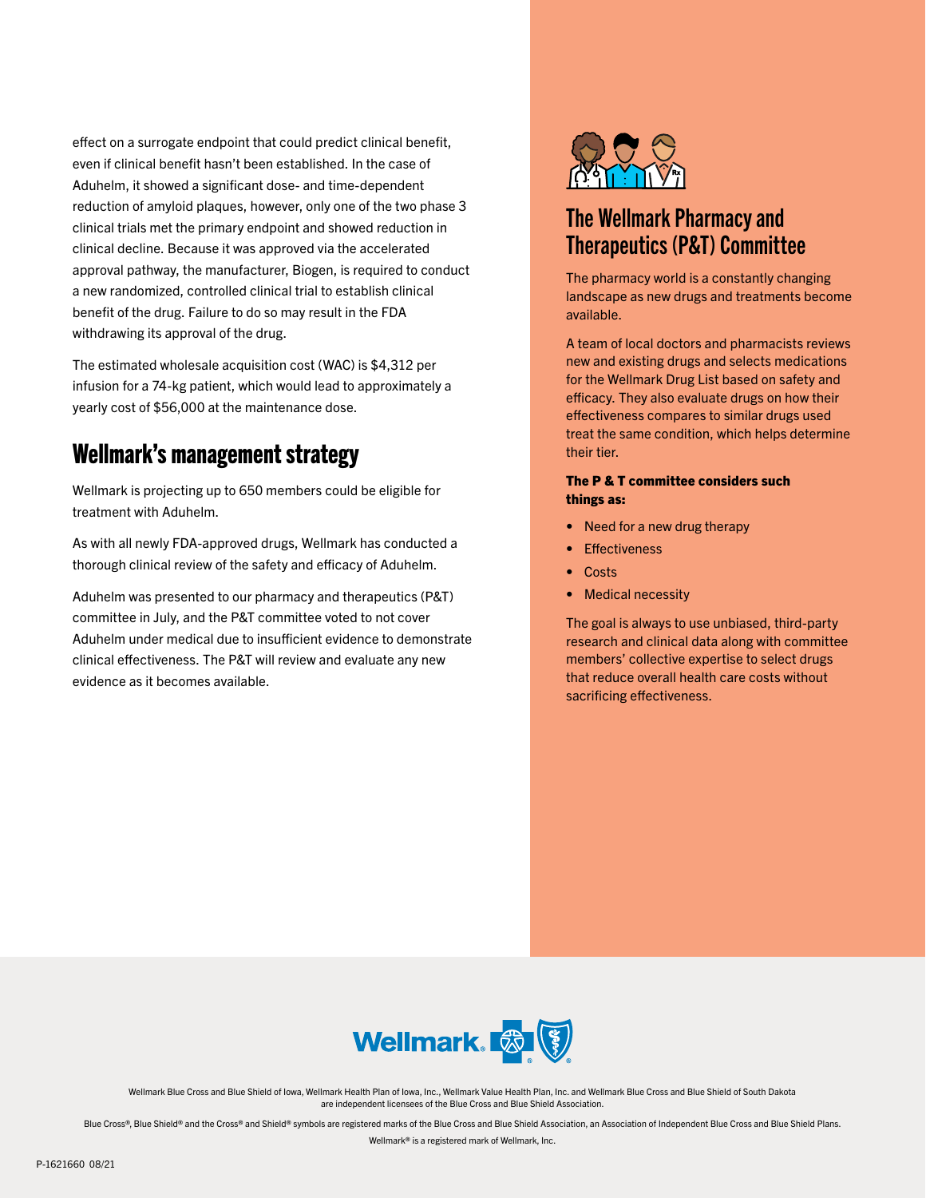effect on a surrogate endpoint that could predict clinical benefit, even if clinical benefit hasn't been established. In the case of Aduhelm, it showed a significant dose- and time-dependent reduction of amyloid plaques, however, only one of the two phase 3 clinical trials met the primary endpoint and showed reduction in clinical decline. Because it was approved via the accelerated approval pathway, the manufacturer, Biogen, is required to conduct a new randomized, controlled clinical trial to establish clinical benefit of the drug. Failure to do so may result in the FDA withdrawing its approval of the drug.

The estimated wholesale acquisition cost (WAC) is $4,312 per infusion for a 74-kg patient, which would lead to approximately a yearly cost of $56,000 at the maintenance dose.

## Wellmark's management strategy

Wellmark is projecting up to 650 members could be eligible for treatment with Aduhelm.

As with all newly FDA-approved drugs, Wellmark has conducted a thorough clinical review of the safety and efficacy of Aduhelm.

Aduhelm was presented to our pharmacy and therapeutics (P&T) committee in July, and the P&T committee voted to not cover Aduhelm under medical due to insufficient evidence to demonstrate clinical effectiveness. The P&T will review and evaluate any new evidence as it becomes available.

## The Wellmark Pharmacy and Therapeutics (P&T) Committee

The pharmacy world is a constantly changing landscape as new drugs and treatments become available.

A team of local doctors and pharmacists reviews new and existing drugs and selects medications for the Wellmark Drug List based on safety and efficacy. They also evaluate drugs on how their effectiveness compares to similar drugs used treat the same condition, which helps determine their tier.

**The P & T committee considers such things as:**

- Need for a new drug therapy
- Effectiveness
- Costs
- Medical necessity

The goal is always to use unbiased, third-party research and clinical data along with committee members' collective expertise to select drugs that reduce overall health care costs without sacrificing effectiveness.

Wellmark Blue Cross and Blue Shield of Iowa, Wellmark Health Plan of Iowa, Inc., Wellmark Value Health Plan, Inc. and Wellmark Blue Cross and Blue Shield of South Dakota are independent licensees of the Blue Cross and Blue Shield Association.

Blue Cross®, Blue Shield® and the Cross® and Shield® symbols are registered marks of the Blue Cross and Blue Shield Association, an Association of Independent Blue Cross and Blue Shield Plans.

Wellmark® is a registered mark of Wellmark, Inc.

P-1621660 08/21